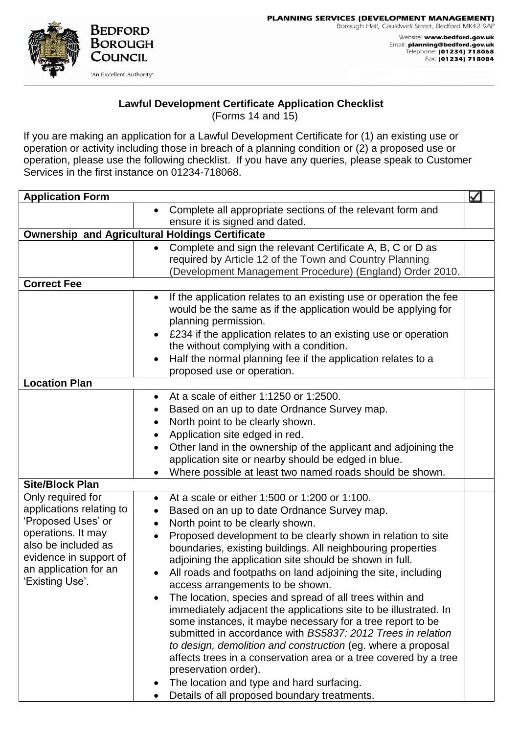**Bedford Borough Council**

'An Excellent Authority'

**PLANNING SERVICES (DEVELOPMENT MANAGEMENT)**
Borough Hall, Cauldwell Street, Bedford MK42 9AP

Website: **www.bedford.gov.uk**
Email: **planning@bedford.gov.uk**
Telephone: **(01234) 718068**
Fax: **(01234) 718084**

## Lawful Development Certificate Application Checklist

(Forms 14 and 15)

If you are making an application for a Lawful Development Certificate for (1) an existing use or operation or activity including those in breach of a planning condition or (2) a proposed use or operation, please use the following checklist. If you have any queries, please speak to Customer Services in the first instance on 01234-718068.

| **Application Form** | | ☑ |
|---|---|---|
| | • Complete all appropriate sections of the relevant form and ensure it is signed and dated. | |
| **Ownership and Agricultural Holdings Certificate** | | |
| | • Complete and sign the relevant Certificate A, B, C or D as required by Article 12 of the Town and Country Planning (Development Management Procedure) (England) Order 2010. | |
| **Correct Fee** | | |
| | • If the application relates to an existing use or operation the fee would be the same as if the application would be applying for planning permission.<br>• £234 if the application relates to an existing use or operation the without complying with a condition.<br>• Half the normal planning fee if the application relates to a proposed use or operation. | |
| **Location Plan** | | |
| | • At a scale of either 1:1250 or 1:2500.<br>• Based on an up to date Ordnance Survey map.<br>• North point to be clearly shown.<br>• Application site edged in red.<br>• Other land in the ownership of the applicant and adjoining the application site or nearby should be edged in blue.<br>• Where possible at least two named roads should be shown. | |
| **Site/Block Plan** | | |
| Only required for applications relating to 'Proposed Uses' or operations. It may also be included as evidence in support of an application for an 'Existing Use'. | • At a scale or either 1:500 or 1:200 or 1:100.<br>• Based on an up to date Ordnance Survey map.<br>• North point to be clearly shown.<br>• Proposed development to be clearly shown in relation to site boundaries, existing buildings. All neighbouring properties adjoining the application site should be shown in full.<br>• All roads and footpaths on land adjoining the site, including access arrangements to be shown.<br>• The location, species and spread of all trees within and immediately adjacent the applications site to be illustrated. In some instances, it maybe necessary for a tree report to be submitted in accordance with *BS5837: 2012 Trees in relation to design, demolition and construction* (eg. where a proposal affects trees in a conservation area or a tree covered by a tree preservation order).<br>• The location and type and hard surfacing.<br>• Details of all proposed boundary treatments. | |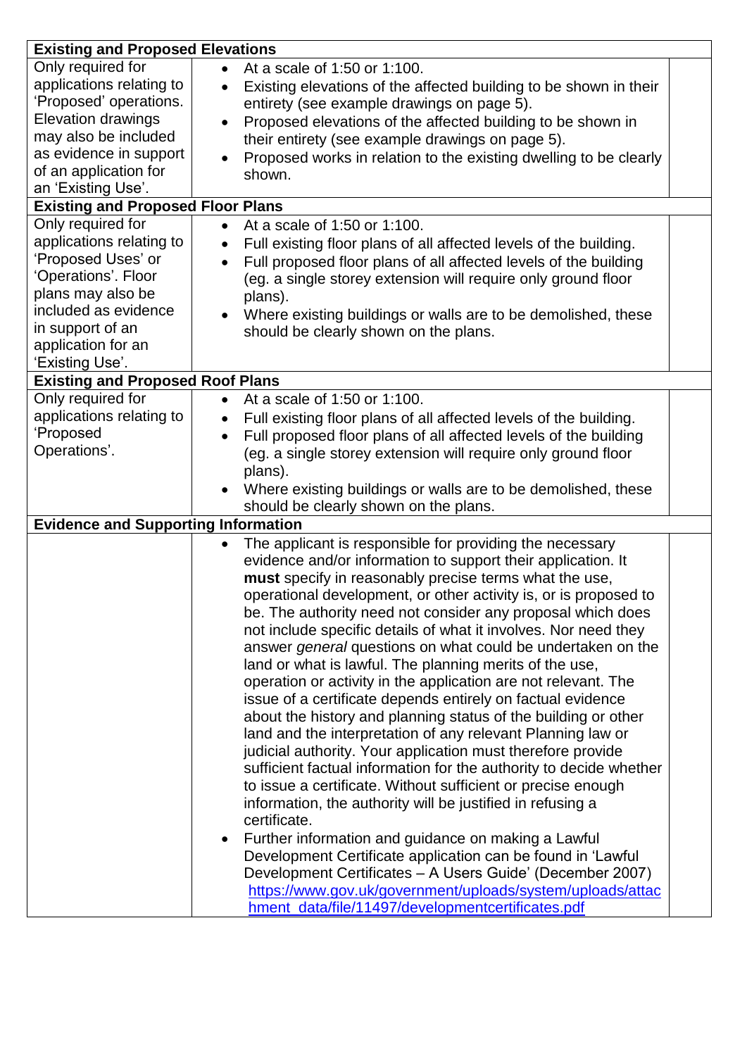| | | |
|---|---|---|
| **Existing and Proposed Elevations** | | |
| Only required for applications relating to 'Proposed' operations. Elevation drawings may also be included as evidence in support of an application for an 'Existing Use'. | • At a scale of 1:50 or 1:100.<br>• Existing elevations of the affected building to be shown in their entirety (see example drawings on page 5).<br>• Proposed elevations of the affected building to be shown in their entirety (see example drawings on page 5).<br>• Proposed works in relation to the existing dwelling to be clearly shown. | |
| **Existing and Proposed Floor Plans** | | |
| Only required for applications relating to 'Proposed Uses' or 'Operations'. Floor plans may also be included as evidence in support of an application for an 'Existing Use'. | • At a scale of 1:50 or 1:100.<br>• Full existing floor plans of all affected levels of the building.<br>• Full proposed floor plans of all affected levels of the building (eg. a single storey extension will require only ground floor plans).<br>• Where existing buildings or walls are to be demolished, these should be clearly shown on the plans. | |
| **Existing and Proposed Roof Plans** | | |
| Only required for applications relating to 'Proposed Operations'. | • At a scale of 1:50 or 1:100.<br>• Full existing floor plans of all affected levels of the building.<br>• Full proposed floor plans of all affected levels of the building (eg. a single storey extension will require only ground floor plans).<br>• Where existing buildings or walls are to be demolished, these should be clearly shown on the plans. | |
| **Evidence and Supporting Information** | | |
| | • The applicant is responsible for providing the necessary evidence and/or information to support their application. It **must** specify in reasonably precise terms what the use, operational development, or other activity is, or is proposed to be. The authority need not consider any proposal which does not include specific details of what it involves. Nor need they answer *general* questions on what could be undertaken on the land or what is lawful. The planning merits of the use, operation or activity in the application are not relevant. The issue of a certificate depends entirely on factual evidence about the history and planning status of the building or other land and the interpretation of any relevant Planning law or judicial authority. Your application must therefore provide sufficient factual information for the authority to decide whether to issue a certificate. Without sufficient or precise enough information, the authority will be justified in refusing a certificate.<br>• Further information and guidance on making a Lawful Development Certificate application can be found in 'Lawful Development Certificates – A Users Guide' (December 2007) https://www.gov.uk/government/uploads/system/uploads/attachment_data/file/11497/developmentcertificates.pdf | |